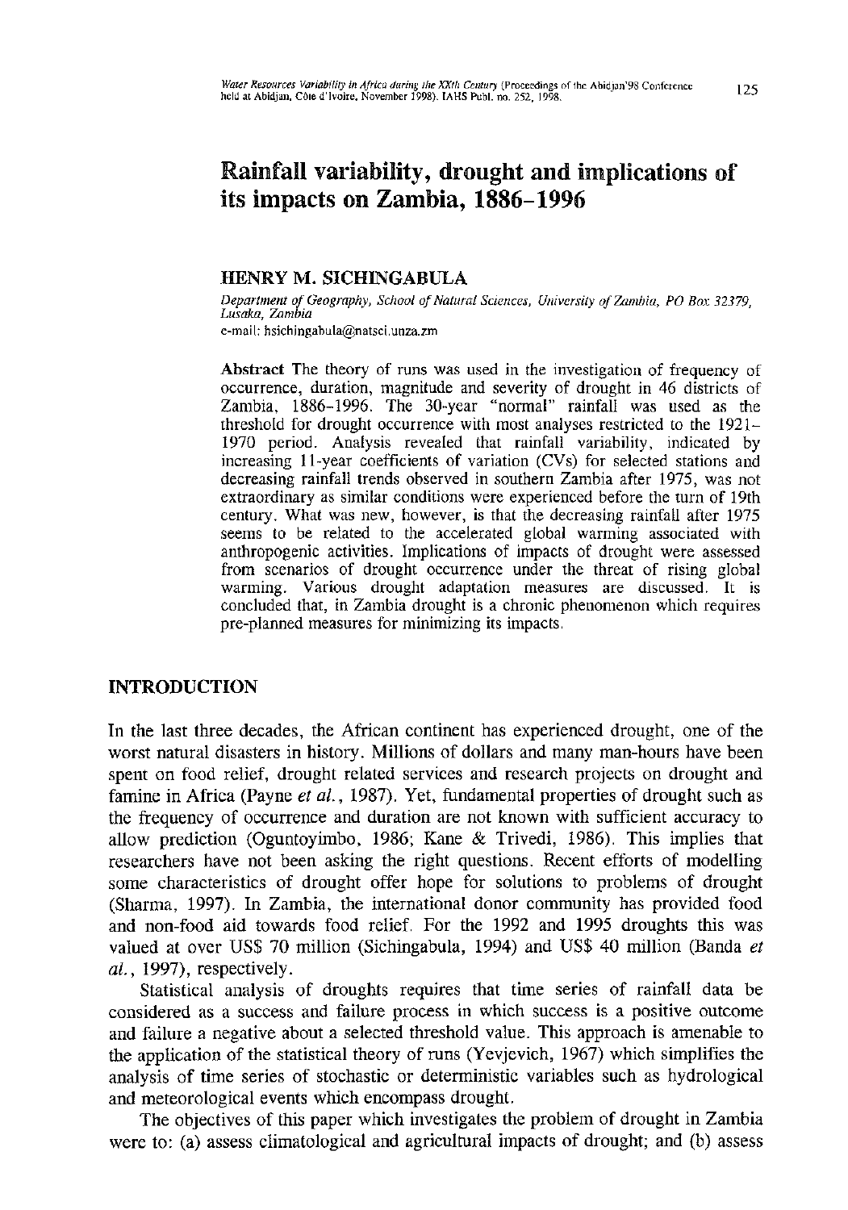# Rainfall variability, drought and implications of its impacts on Zambia, 1886–1996

**HENRY M. SICHINGABULA**

*Department of Geography, School of Natural Sciences, University of Zambia, PO Box 32379, Lusaka, Zambia*
e-mail: hsichingabula@natsci.unza.zm

**Abstract** The theory of runs was used in the investigation of frequency of occurrence, duration, magnitude and severity of drought in 46 districts of Zambia, 1886–1996. The 30-year "normal" rainfall was used as the threshold for drought occurrence with most analyses restricted to the 1921–1970 period. Analysis revealed that rainfall variability, indicated by increasing 11-year coefficients of variation (CVs) for selected stations and decreasing rainfall trends observed in southern Zambia after 1975, was not extraordinary as similar conditions were experienced before the turn of 19th century. What was new, however, is that the decreasing rainfall after 1975 seems to be related to the accelerated global warming associated with anthropogenic activities. Implications of impacts of drought were assessed from scenarios of drought occurrence under the threat of rising global warming. Various drought adaptation measures are discussed. It is concluded that, in Zambia drought is a chronic phenomenon which requires pre-planned measures for minimizing its impacts.

## INTRODUCTION

In the last three decades, the African continent has experienced drought, one of the worst natural disasters in history. Millions of dollars and many man-hours have been spent on food relief, drought related services and research projects on drought and famine in Africa (Payne *et al.*, 1987). Yet, fundamental properties of drought such as the frequency of occurrence and duration are not known with sufficient accuracy to allow prediction (Oguntoyimbo, 1986; Kane & Trivedi, 1986). This implies that researchers have not been asking the right questions. Recent efforts of modelling some characteristics of drought offer hope for solutions to problems of drought (Sharma, 1997). In Zambia, the international donor community has provided food and non-food aid towards food relief. For the 1992 and 1995 droughts this was valued at over US$ 70 million (Sichingabula, 1994) and US$ 40 million (Banda *et al.*, 1997), respectively.

Statistical analysis of droughts requires that time series of rainfall data be considered as a success and failure process in which success is a positive outcome and failure a negative about a selected threshold value. This approach is amenable to the application of the statistical theory of runs (Yevjevich, 1967) which simplifies the analysis of time series of stochastic or deterministic variables such as hydrological and meteorological events which encompass drought.

The objectives of this paper which investigates the problem of drought in Zambia were to: (a) assess climatological and agricultural impacts of drought; and (b) assess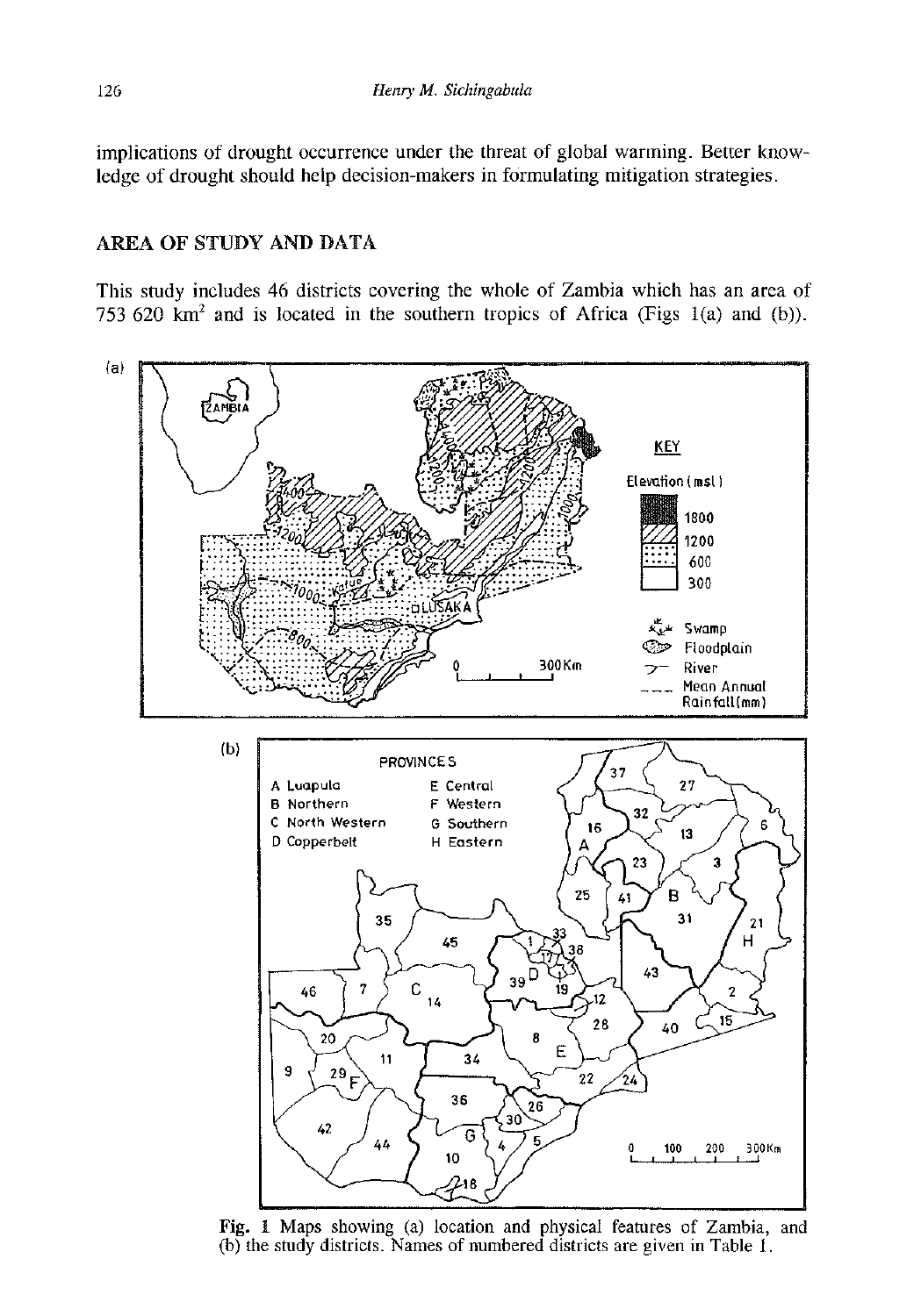implications of drought occurrence under the threat of global warming. Better knowledge of drought should help decision-makers in formulating mitigation strategies.

## AREA OF STUDY AND DATA

This study includes 46 districts covering the whole of Zambia which has an area of 753 620 km$^2$ and is located in the southern tropics of Africa (Figs 1(a) and (b)).

Fig. 1 Maps showing (a) location and physical features of Zambia, and (b) the study districts. Names of numbered districts are given in Table 1.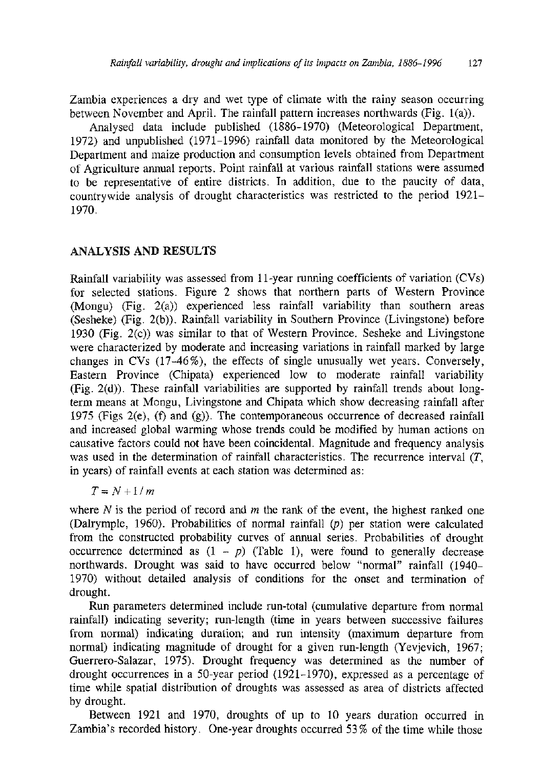Zambia experiences a dry and wet type of climate with the rainy season occurring between November and April. The rainfall pattern increases northwards (Fig. 1(a)).

Analysed data include published (1886–1970) (Meteorological Department, 1972) and unpublished (1971–1996) rainfall data monitored by the Meteorological Department and maize production and consumption levels obtained from Department of Agriculture annual reports. Point rainfall at various rainfall stations were assumed to be representative of entire districts. In addition, due to the paucity of data, countrywide analysis of drought characteristics was restricted to the period 1921–1970.

## ANALYSIS AND RESULTS

Rainfall variability was assessed from 11-year running coefficients of variation (CVs) for selected stations. Figure 2 shows that northern parts of Western Province (Mongu) (Fig. 2(a)) experienced less rainfall variability than southern areas (Sesheke) (Fig. 2(b)). Rainfall variability in Southern Province (Livingstone) before 1930 (Fig. 2(c)) was similar to that of Western Province. Sesheke and Livingstone were characterized by moderate and increasing variations in rainfall marked by large changes in CVs (17–46%), the effects of single unusually wet years. Conversely, Eastern Province (Chipata) experienced low to moderate rainfall variability (Fig. 2(d)). These rainfall variabilities are supported by rainfall trends about long-term means at Mongu, Livingstone and Chipata which show decreasing rainfall after 1975 (Figs 2(e), (f) and (g)). The contemporaneous occurrence of decreased rainfall and increased global warming whose trends could be modified by human actions on causative factors could not have been coincidental. Magnitude and frequency analysis was used in the determination of rainfall characteristics. The recurrence interval ($T$, in years) of rainfall events at each station was determined as:

$$T = N + 1 / m$$

where $N$ is the period of record and $m$ the rank of the event, the highest ranked one (Dalrymple, 1960). Probabilities of normal rainfall ($p$) per station were calculated from the constructed probability curves of annual series. Probabilities of drought occurrence determined as $(1 - p)$ (Table 1), were found to generally decrease northwards. Drought was said to have occurred below "normal" rainfall (1940–1970) without detailed analysis of conditions for the onset and termination of drought.

Run parameters determined include run-total (cumulative departure from normal rainfall) indicating severity; run-length (time in years between successive failures from normal) indicating duration; and run intensity (maximum departure from normal) indicating magnitude of drought for a given run-length (Yevjevich, 1967; Guerrero-Salazar, 1975). Drought frequency was determined as the number of drought occurrences in a 50-year period (1921–1970), expressed as a percentage of time while spatial distribution of droughts was assessed as area of districts affected by drought.

Between 1921 and 1970, droughts of up to 10 years duration occurred in Zambia's recorded history. One-year droughts occurred 53% of the time while those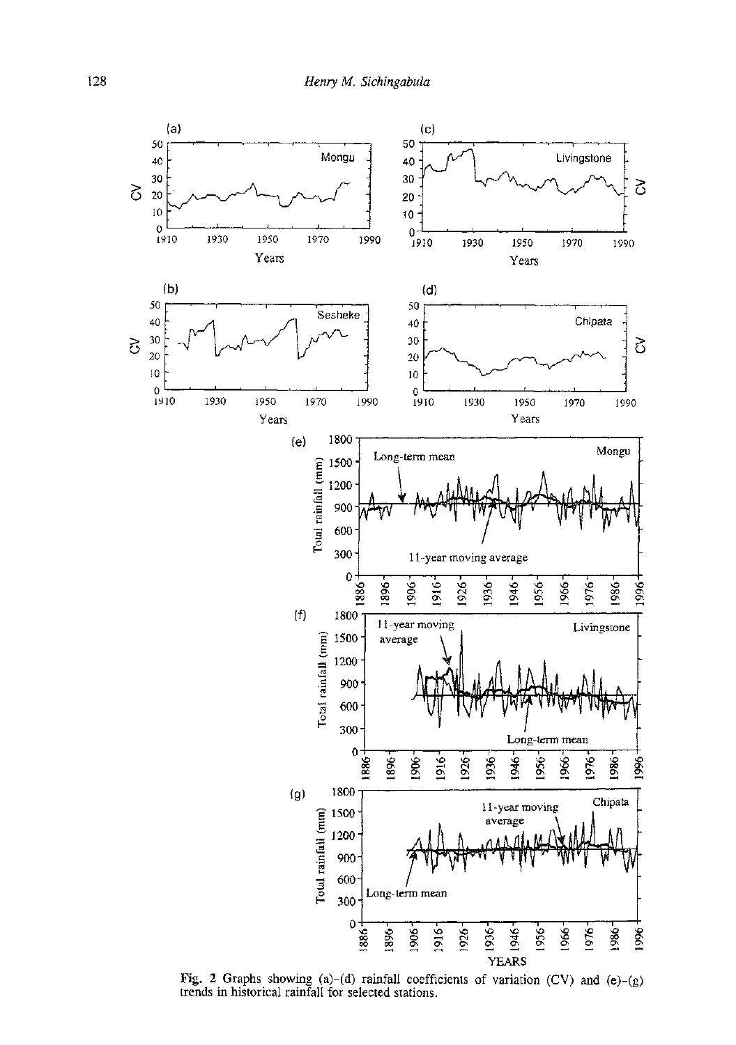Fig. 2 Graphs showing (a)–(d) rainfall coefficients of variation (CV) and (e)–(g) trends in historical rainfall for selected stations.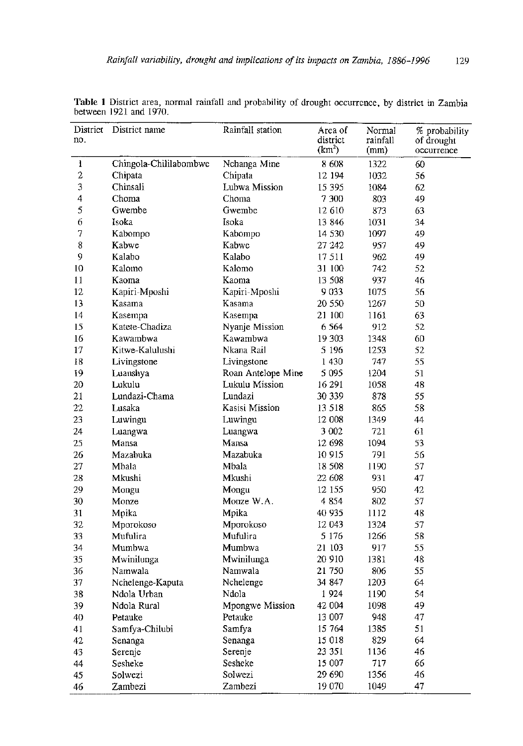**Table 1** District area, normal rainfall and probability of drought occurrence, by district in Zambia between 1921 and 1970.

| District no. | District name | Rainfall station | Area of district (km$^2$) | Normal rainfall (mm) | % probability of drought occurrence |
|---|---|---|---|---|---|
| 1 | Chingola-Chililabombwe | Nchanga Mine | 8 608 | 1322 | 60 |
| 2 | Chipata | Chipata | 12 194 | 1032 | 56 |
| 3 | Chinsali | Lubwa Mission | 15 395 | 1084 | 62 |
| 4 | Choma | Choma | 7 300 | 803 | 49 |
| 5 | Gwembe | Gwembe | 12 610 | 873 | 63 |
| 6 | Isoka | Isoka | 13 846 | 1031 | 34 |
| 7 | Kabompo | Kabompo | 14 530 | 1097 | 49 |
| 8 | Kabwe | Kabwe | 27 242 | 957 | 49 |
| 9 | Kalabo | Kalabo | 17 511 | 962 | 49 |
| 10 | Kalomo | Kalomo | 31 100 | 742 | 52 |
| 11 | Kaoma | Kaoma | 13 508 | 937 | 46 |
| 12 | Kapiri-Mposhi | Kapiri-Mposhi | 9 033 | 1075 | 56 |
| 13 | Kasama | Kasama | 20 550 | 1267 | 50 |
| 14 | Kasempa | Kasempa | 21 100 | 1161 | 63 |
| 15 | Katete-Chadiza | Nyanje Mission | 6 564 | 912 | 52 |
| 16 | Kawambwa | Kawambwa | 19 303 | 1348 | 60 |
| 17 | Kitwe-Kalulushi | Nkana Rail | 5 196 | 1253 | 52 |
| 18 | Livingstone | Livingstone | 1 430 | 747 | 55 |
| 19 | Luanshya | Roan Antelope Mine | 5 095 | 1204 | 51 |
| 20 | Lukulu | Lukulu Mission | 16 291 | 1058 | 48 |
| 21 | Lundazi-Chama | Lundazi | 30 339 | 878 | 55 |
| 22 | Lusaka | Kasisi Mission | 13 518 | 865 | 58 |
| 23 | Luwingu | Luwingu | 12 008 | 1349 | 44 |
| 24 | Luangwa | Luangwa | 3 002 | 721 | 61 |
| 25 | Mansa | Mansa | 12 698 | 1094 | 53 |
| 26 | Mazabuka | Mazabuka | 10 915 | 791 | 56 |
| 27 | Mbala | Mbala | 18 508 | 1190 | 57 |
| 28 | Mkushi | Mkushi | 22 608 | 931 | 47 |
| 29 | Mongu | Mongu | 12 155 | 950 | 42 |
| 30 | Monze | Monze W.A. | 4 854 | 802 | 57 |
| 31 | Mpika | Mpika | 40 935 | 1112 | 48 |
| 32 | Mporokoso | Mporokoso | 12 043 | 1324 | 57 |
| 33 | Mufulira | Mufulira | 5 176 | 1266 | 58 |
| 34 | Mumbwa | Mumbwa | 21 103 | 917 | 55 |
| 35 | Mwinilunga | Mwinilunga | 20 910 | 1381 | 48 |
| 36 | Namwala | Namwala | 21 750 | 806 | 55 |
| 37 | Nchelenge-Kaputa | Nchelenge | 34 847 | 1203 | 64 |
| 38 | Ndola Urban | Ndola | 1 924 | 1190 | 54 |
| 39 | Ndola Rural | Mpongwe Mission | 42 004 | 1098 | 49 |
| 40 | Petauke | Petauke | 13 007 | 948 | 47 |
| 41 | Samfya-Chilubi | Samfya | 15 764 | 1385 | 51 |
| 42 | Senanga | Senanga | 15 018 | 829 | 64 |
| 43 | Serenje | Serenje | 23 351 | 1136 | 46 |
| 44 | Sesheke | Sesheke | 15 007 | 717 | 66 |
| 45 | Solwezi | Solwezi | 29 690 | 1356 | 46 |
| 46 | Zambezi | Zambezi | 19 070 | 1049 | 47 |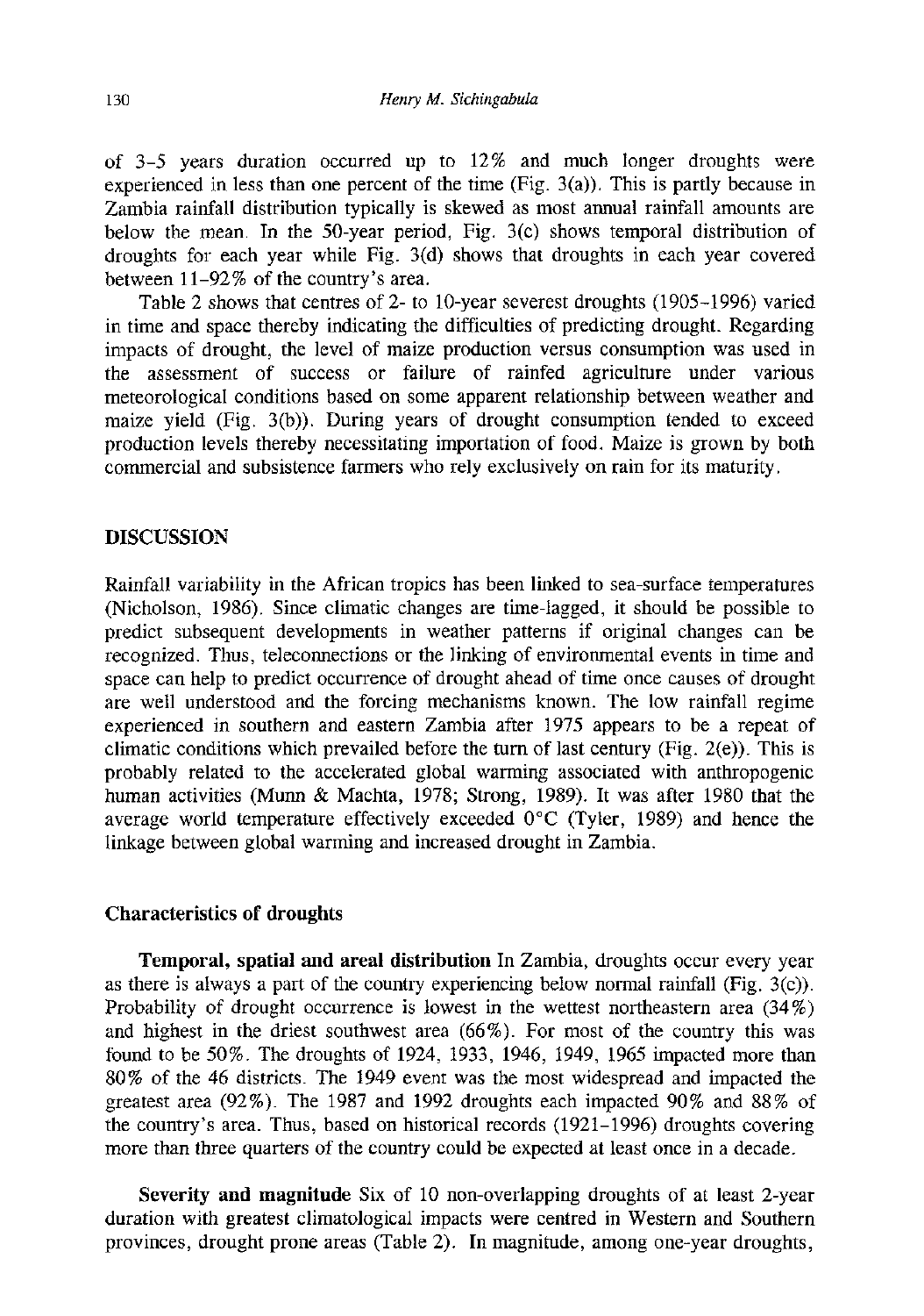of 3–5 years duration occurred up to 12% and much longer droughts were experienced in less than one percent of the time (Fig. 3(a)). This is partly because in Zambia rainfall distribution typically is skewed as most annual rainfall amounts are below the mean. In the 50-year period, Fig. 3(c) shows temporal distribution of droughts for each year while Fig. 3(d) shows that droughts in each year covered between 11–92% of the country's area.

Table 2 shows that centres of 2- to 10-year severest droughts (1905–1996) varied in time and space thereby indicating the difficulties of predicting drought. Regarding impacts of drought, the level of maize production versus consumption was used in the assessment of success or failure of rainfed agriculture under various meteorological conditions based on some apparent relationship between weather and maize yield (Fig. 3(b)). During years of drought consumption tended to exceed production levels thereby necessitating importation of food. Maize is grown by both commercial and subsistence farmers who rely exclusively on rain for its maturity.

## DISCUSSION

Rainfall variability in the African tropics has been linked to sea-surface temperatures (Nicholson, 1986). Since climatic changes are time-lagged, it should be possible to predict subsequent developments in weather patterns if original changes can be recognized. Thus, teleconnections or the linking of environmental events in time and space can help to predict occurrence of drought ahead of time once causes of drought are well understood and the forcing mechanisms known. The low rainfall regime experienced in southern and eastern Zambia after 1975 appears to be a repeat of climatic conditions which prevailed before the turn of last century (Fig. 2(e)). This is probably related to the accelerated global warming associated with anthropogenic human activities (Munn & Machta, 1978; Strong, 1989). It was after 1980 that the average world temperature effectively exceeded 0°C (Tyler, 1989) and hence the linkage between global warming and increased drought in Zambia.

### Characteristics of droughts

**Temporal, spatial and areal distribution** In Zambia, droughts occur every year as there is always a part of the country experiencing below normal rainfall (Fig. 3(c)). Probability of drought occurrence is lowest in the wettest northeastern area (34%) and highest in the driest southwest area (66%). For most of the country this was found to be 50%. The droughts of 1924, 1933, 1946, 1949, 1965 impacted more than 80% of the 46 districts. The 1949 event was the most widespread and impacted the greatest area (92%). The 1987 and 1992 droughts each impacted 90% and 88% of the country's area. Thus, based on historical records (1921–1996) droughts covering more than three quarters of the country could be expected at least once in a decade.

**Severity and magnitude** Six of 10 non-overlapping droughts of at least 2-year duration with greatest climatological impacts were centred in Western and Southern provinces, drought prone areas (Table 2). In magnitude, among one-year droughts,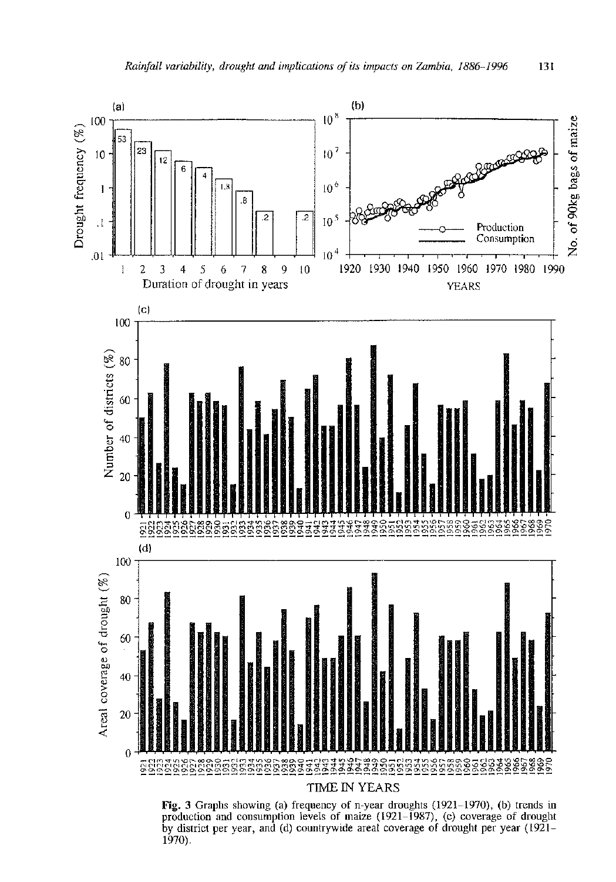**Fig. 3** Graphs showing (a) frequency of n-year droughts (1921–1970), (b) trends in production and consumption levels of maize (1921–1987), (c) coverage of drought by district per year, and (d) countrywide areal coverage of drought per year (1921–1970).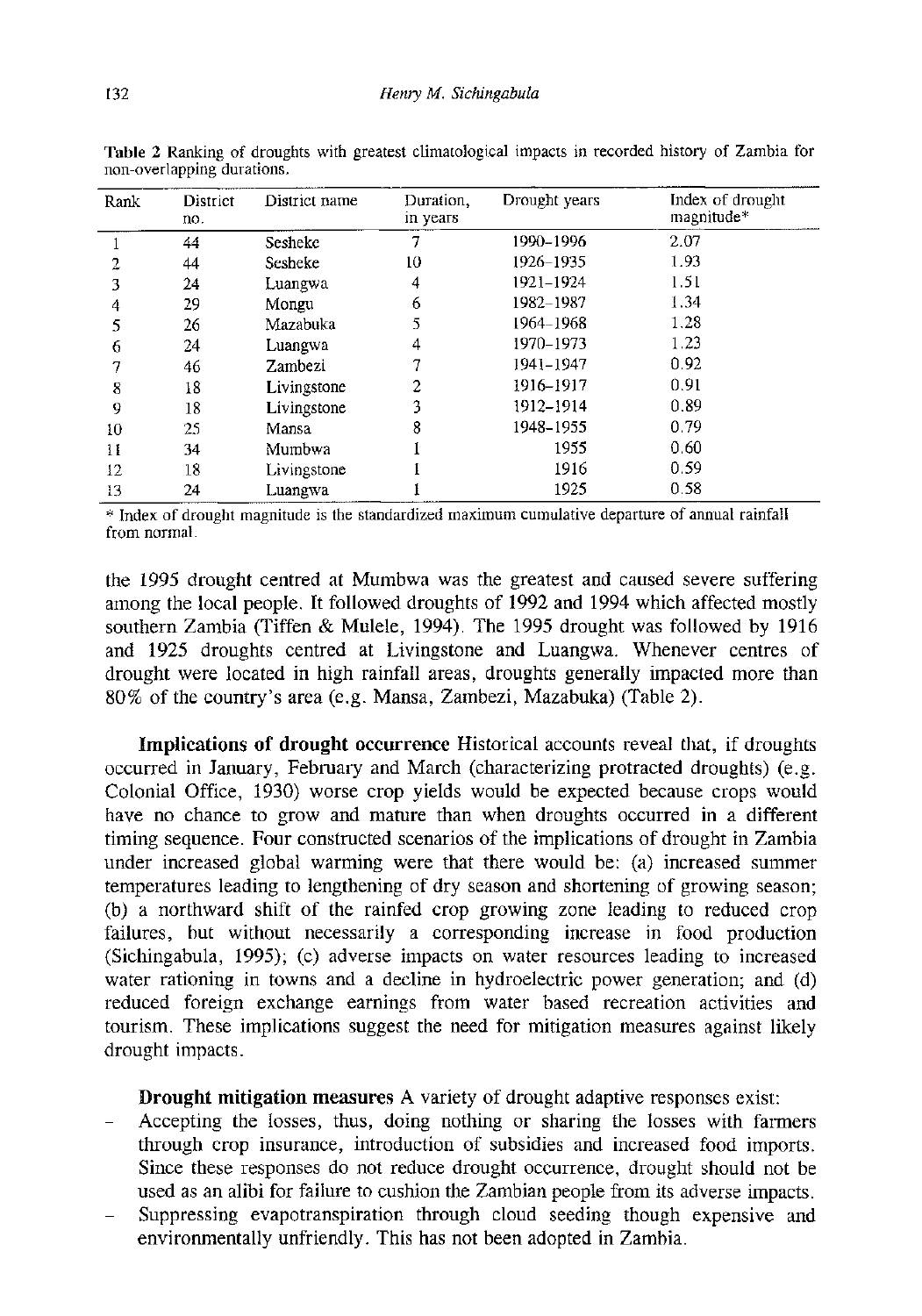**Table 2** Ranking of droughts with greatest climatological impacts in recorded history of Zambia for non-overlapping durations.

| Rank | District no. | District name | Duration, in years | Drought years | Index of drought magnitude* |
|---|---|---|---|---|---|
| 1 | 44 | Sesheke | 7 | 1990–1996 | 2.07 |
| 2 | 44 | Sesheke | 10 | 1926–1935 | 1.93 |
| 3 | 24 | Luangwa | 4 | 1921–1924 | 1.51 |
| 4 | 29 | Mongu | 6 | 1982–1987 | 1.34 |
| 5 | 26 | Mazabuka | 5 | 1964–1968 | 1.28 |
| 6 | 24 | Luangwa | 4 | 1970–1973 | 1.23 |
| 7 | 46 | Zambezi | 7 | 1941–1947 | 0.92 |
| 8 | 18 | Livingstone | 2 | 1916–1917 | 0.91 |
| 9 | 18 | Livingstone | 3 | 1912–1914 | 0.89 |
| 10 | 25 | Mansa | 8 | 1948–1955 | 0.79 |
| 11 | 34 | Mumbwa | 1 | 1955 | 0.60 |
| 12 | 18 | Livingstone | 1 | 1916 | 0.59 |
| 13 | 24 | Luangwa | 1 | 1925 | 0.58 |

\* Index of drought magnitude is the standardized maximum cumulative departure of annual rainfall from normal.

the 1995 drought centred at Mumbwa was the greatest and caused severe suffering among the local people. It followed droughts of 1992 and 1994 which affected mostly southern Zambia (Tiffen & Mulele, 1994). The 1995 drought was followed by 1916 and 1925 droughts centred at Livingstone and Luangwa. Whenever centres of drought were located in high rainfall areas, droughts generally impacted more than 80% of the country's area (e.g. Mansa, Zambezi, Mazabuka) (Table 2).

**Implications of drought occurrence** Historical accounts reveal that, if droughts occurred in January, February and March (characterizing protracted droughts) (e.g. Colonial Office, 1930) worse crop yields would be expected because crops would have no chance to grow and mature than when droughts occurred in a different timing sequence. Four constructed scenarios of the implications of drought in Zambia under increased global warming were that there would be: (a) increased summer temperatures leading to lengthening of dry season and shortening of growing season; (b) a northward shift of the rainfed crop growing zone leading to reduced crop failures, but without necessarily a corresponding increase in food production (Sichingabula, 1995); (c) adverse impacts on water resources leading to increased water rationing in towns and a decline in hydroelectric power generation; and (d) reduced foreign exchange earnings from water based recreation activities and tourism. These implications suggest the need for mitigation measures against likely drought impacts.

**Drought mitigation measures** A variety of drought adaptive responses exist:

- Accepting the losses, thus, doing nothing or sharing the losses with farmers through crop insurance, introduction of subsidies and increased food imports. Since these responses do not reduce drought occurrence, drought should not be used as an alibi for failure to cushion the Zambian people from its adverse impacts.
- Suppressing evapotranspiration through cloud seeding though expensive and environmentally unfriendly. This has not been adopted in Zambia.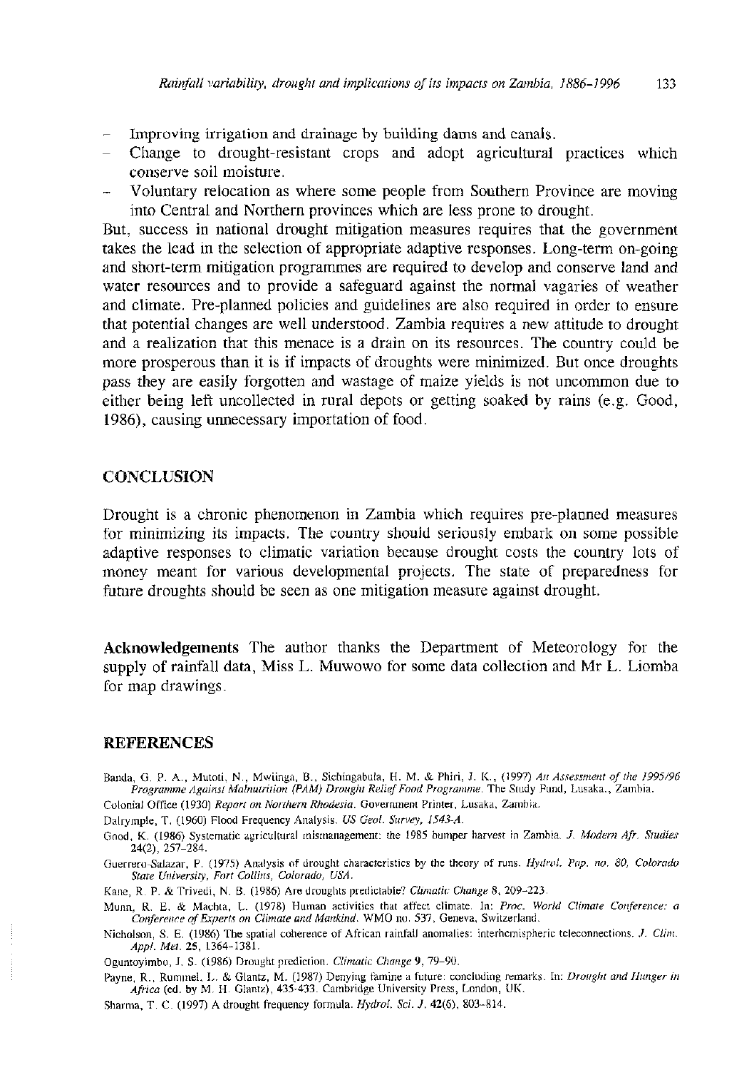- Improving irrigation and drainage by building dams and canals.
- Change to drought-resistant crops and adopt agricultural practices which conserve soil moisture.
- Voluntary relocation as where some people from Southern Province are moving into Central and Northern provinces which are less prone to drought.

But, success in national drought mitigation measures requires that the government takes the lead in the selection of appropriate adaptive responses. Long-term on-going and short-term mitigation programmes are required to develop and conserve land and water resources and to provide a safeguard against the normal vagaries of weather and climate. Pre-planned policies and guidelines are also required in order to ensure that potential changes are well understood. Zambia requires a new attitude to drought and a realization that this menace is a drain on its resources. The country could be more prosperous than it is if impacts of droughts were minimized. But once droughts pass they are easily forgotten and wastage of maize yields is not uncommon due to either being left uncollected in rural depots or getting soaked by rains (e.g. Good, 1986), causing unnecessary importation of food.

## CONCLUSION

Drought is a chronic phenomenon in Zambia which requires pre-planned measures for minimizing its impacts. The country should seriously embark on some possible adaptive responses to climatic variation because drought costs the country lots of money meant for various developmental projects. The state of preparedness for future droughts should be seen as one mitigation measure against drought.

**Acknowledgements** The author thanks the Department of Meteorology for the supply of rainfall data, Miss L. Muwowo for some data collection and Mr L. Liomba for map drawings.

## REFERENCES

Banda, G. P. A., Mutoti, N., Mwiinga, B., Sichingabula, H. M. & Phiri, J. K., (1997) *An Assessment of the 1995/96 Programme Against Malnutrition (PAM) Drought Relief Food Programme*. The Study Fund, Lusaka., Zambia.

Colonial Office (1930) *Report on Northern Rhodesia*. Government Printer, Lusaka, Zambia.

Dalrymple, T. (1960) Flood Frequency Analysis. *US Geol. Survey, 1543-A*.

Good, K. (1986) Systematic agricultural mismanagement: the 1985 bumper harvest in Zambia. *J. Modern Afr. Studies* 24(2), 257–284.

Guerrero-Salazar, P. (1975) Analysis of drought characteristics by the theory of runs. *Hydrol. Pap. no. 80, Colorado State University, Fort Collins, Colorado, USA*.

Kane, R. P. & Trivedi, N. B. (1986) Are droughts predictable? *Climatic Change* 8, 209–223.

Munn, R. E. & Machta, L. (1978) Human activities that affect climate. In: *Proc. World Climate Conference: a Conference of Experts on Climate and Mankind*. WMO no. 537, Geneva, Switzerland.

Nicholson, S. E. (1986) The spatial coherence of African rainfall anomalies: interhemispheric teleconnections. *J. Clim. Appl. Met.* **25**, 1364–1381.

Oguntoyimbo, J. S. (1986) Drought prediction. *Climatic Change* **9**, 79–90.

Payne, R., Rummel, L. & Glantz, M. (1987) Denying famine a future: concluding remarks. In: *Drought and Hunger in Africa* (ed. by M. H. Glantz), 435-433. Cambridge University Press, London, UK.

Sharma, T. C. (1997) A drought frequency formula. *Hydrol. Sci. J.* **42**(6), 803–814.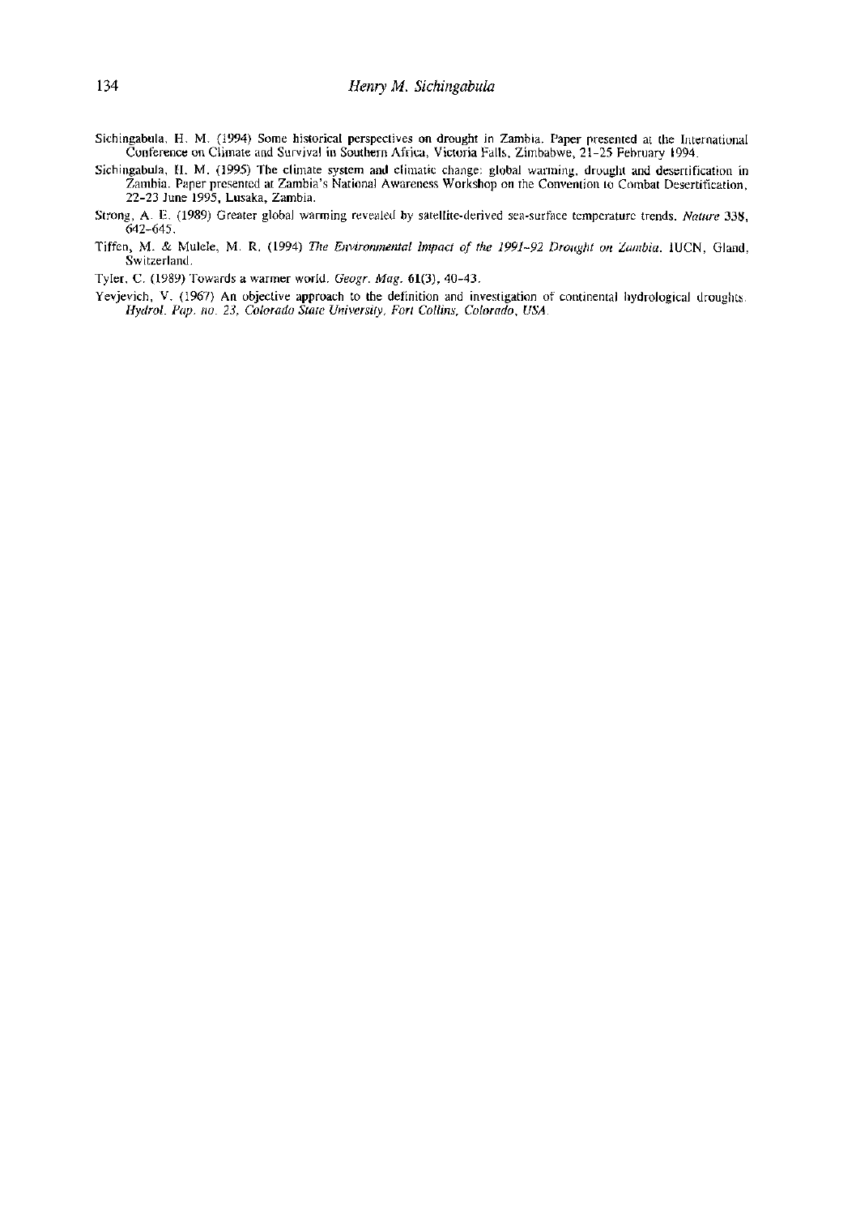Sichingabula, H. M. (1994) Some historical perspectives on drought in Zambia. Paper presented at the International Conference on Climate and Survival in Southern Africa, Victoria Falls, Zimbabwe, 21-25 February 1994.

Sichingabula, H. M. (1995) The climate system and climatic change: global warming, drought and desertification in Zambia. Paper presented at Zambia's National Awareness Workshop on the Convention to Combat Desertification, 22-23 June 1995, Lusaka, Zambia.

Strong, A. E. (1989) Greater global warming revealed by satellite-derived sea-surface temperature trends. *Nature* 338, 642-645.

Tiffen, M. & Mulele, M. R. (1994) *The Environmental Impact of the 1991-92 Drought on Zambia*. IUCN, Gland, Switzerland.

Tyler, C. (1989) Towards a warmer world. *Geogr. Mag.* 61(3), 40-43.

Yevjevich, V. (1967) An objective approach to the definition and investigation of continental hydrological droughts. *Hydrol. Pap. no. 23, Colorado State University, Fort Collins, Colorado, USA.*